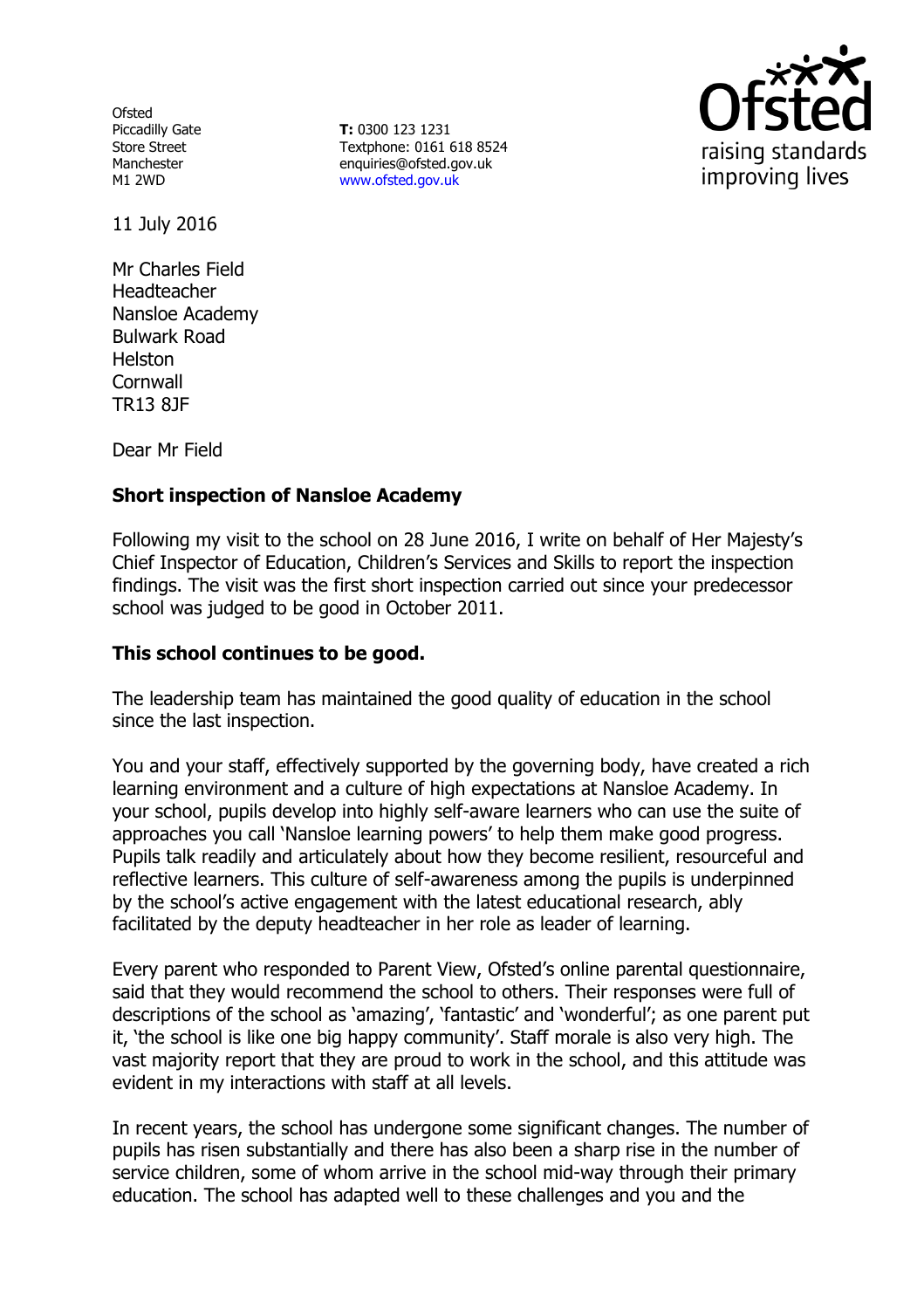Ofsted
Piccadilly Gate
Store Street
Manchester
M1 2WD

**T:** 0300 123 1231
Textphone: 0161 618 8524
enquiries@ofsted.gov.uk
www.ofsted.gov.uk

11 July 2016

Mr Charles Field
Headteacher
Nansloe Academy
Bulwark Road
Helston
Cornwall
TR13 8JF

Dear Mr Field

**Short inspection of Nansloe Academy**

Following my visit to the school on 28 June 2016, I write on behalf of Her Majesty's Chief Inspector of Education, Children's Services and Skills to report the inspection findings. The visit was the first short inspection carried out since your predecessor school was judged to be good in October 2011.

**This school continues to be good.**

The leadership team has maintained the good quality of education in the school since the last inspection.

You and your staff, effectively supported by the governing body, have created a rich learning environment and a culture of high expectations at Nansloe Academy. In your school, pupils develop into highly self-aware learners who can use the suite of approaches you call 'Nansloe learning powers' to help them make good progress. Pupils talk readily and articulately about how they become resilient, resourceful and reflective learners. This culture of self-awareness among the pupils is underpinned by the school's active engagement with the latest educational research, ably facilitated by the deputy headteacher in her role as leader of learning.

Every parent who responded to Parent View, Ofsted's online parental questionnaire, said that they would recommend the school to others. Their responses were full of descriptions of the school as 'amazing', 'fantastic' and 'wonderful'; as one parent put it, 'the school is like one big happy community'. Staff morale is also very high. The vast majority report that they are proud to work in the school, and this attitude was evident in my interactions with staff at all levels.

In recent years, the school has undergone some significant changes. The number of pupils has risen substantially and there has also been a sharp rise in the number of service children, some of whom arrive in the school mid-way through their primary education. The school has adapted well to these challenges and you and the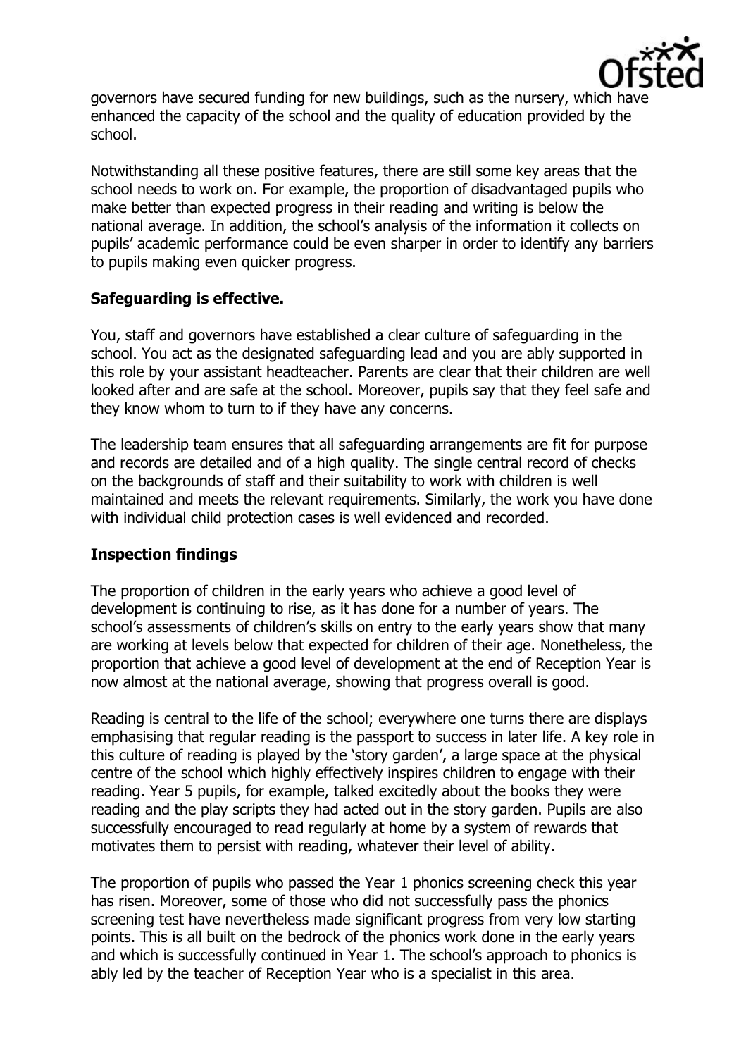governors have secured funding for new buildings, such as the nursery, which have enhanced the capacity of the school and the quality of education provided by the school.

Notwithstanding all these positive features, there are still some key areas that the school needs to work on. For example, the proportion of disadvantaged pupils who make better than expected progress in their reading and writing is below the national average. In addition, the school's analysis of the information it collects on pupils' academic performance could be even sharper in order to identify any barriers to pupils making even quicker progress.

## Safeguarding is effective.

You, staff and governors have established a clear culture of safeguarding in the school. You act as the designated safeguarding lead and you are ably supported in this role by your assistant headteacher. Parents are clear that their children are well looked after and are safe at the school. Moreover, pupils say that they feel safe and they know whom to turn to if they have any concerns.

The leadership team ensures that all safeguarding arrangements are fit for purpose and records are detailed and of a high quality. The single central record of checks on the backgrounds of staff and their suitability to work with children is well maintained and meets the relevant requirements. Similarly, the work you have done with individual child protection cases is well evidenced and recorded.

## Inspection findings

The proportion of children in the early years who achieve a good level of development is continuing to rise, as it has done for a number of years. The school's assessments of children's skills on entry to the early years show that many are working at levels below that expected for children of their age. Nonetheless, the proportion that achieve a good level of development at the end of Reception Year is now almost at the national average, showing that progress overall is good.

Reading is central to the life of the school; everywhere one turns there are displays emphasising that regular reading is the passport to success in later life. A key role in this culture of reading is played by the 'story garden', a large space at the physical centre of the school which highly effectively inspires children to engage with their reading. Year 5 pupils, for example, talked excitedly about the books they were reading and the play scripts they had acted out in the story garden. Pupils are also successfully encouraged to read regularly at home by a system of rewards that motivates them to persist with reading, whatever their level of ability.

The proportion of pupils who passed the Year 1 phonics screening check this year has risen. Moreover, some of those who did not successfully pass the phonics screening test have nevertheless made significant progress from very low starting points. This is all built on the bedrock of the phonics work done in the early years and which is successfully continued in Year 1. The school's approach to phonics is ably led by the teacher of Reception Year who is a specialist in this area.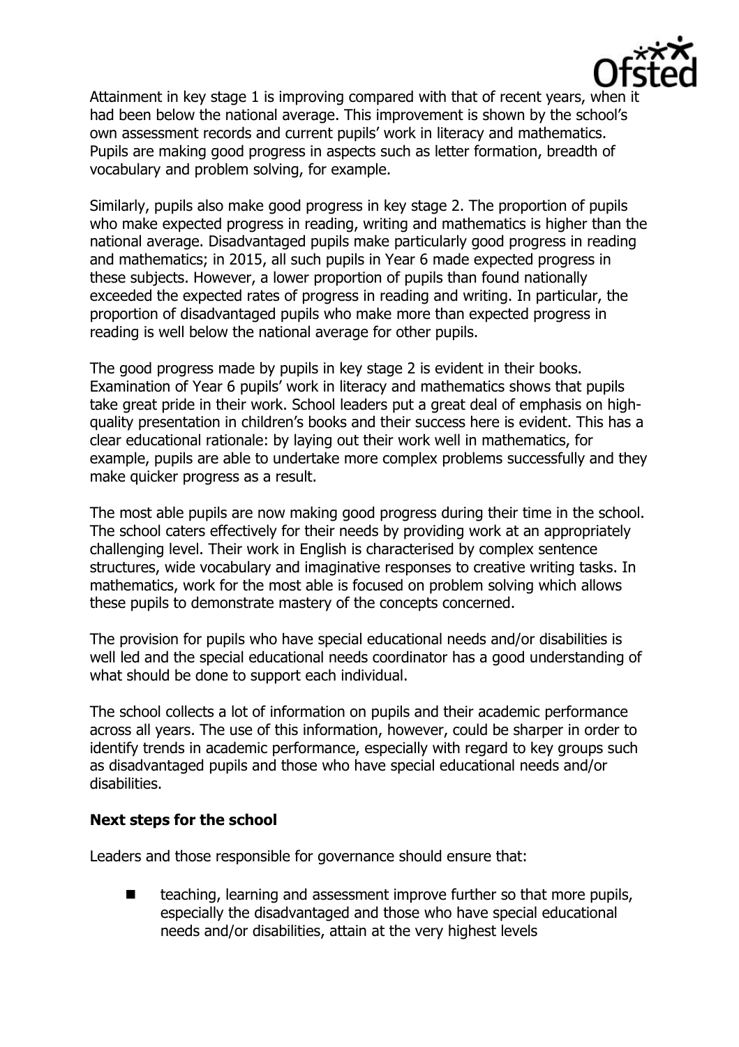Attainment in key stage 1 is improving compared with that of recent years, when it had been below the national average. This improvement is shown by the school's own assessment records and current pupils' work in literacy and mathematics. Pupils are making good progress in aspects such as letter formation, breadth of vocabulary and problem solving, for example.

Similarly, pupils also make good progress in key stage 2. The proportion of pupils who make expected progress in reading, writing and mathematics is higher than the national average. Disadvantaged pupils make particularly good progress in reading and mathematics; in 2015, all such pupils in Year 6 made expected progress in these subjects. However, a lower proportion of pupils than found nationally exceeded the expected rates of progress in reading and writing. In particular, the proportion of disadvantaged pupils who make more than expected progress in reading is well below the national average for other pupils.

The good progress made by pupils in key stage 2 is evident in their books. Examination of Year 6 pupils' work in literacy and mathematics shows that pupils take great pride in their work. School leaders put a great deal of emphasis on high-quality presentation in children's books and their success here is evident. This has a clear educational rationale: by laying out their work well in mathematics, for example, pupils are able to undertake more complex problems successfully and they make quicker progress as a result.

The most able pupils are now making good progress during their time in the school. The school caters effectively for their needs by providing work at an appropriately challenging level. Their work in English is characterised by complex sentence structures, wide vocabulary and imaginative responses to creative writing tasks. In mathematics, work for the most able is focused on problem solving which allows these pupils to demonstrate mastery of the concepts concerned.

The provision for pupils who have special educational needs and/or disabilities is well led and the special educational needs coordinator has a good understanding of what should be done to support each individual.

The school collects a lot of information on pupils and their academic performance across all years. The use of this information, however, could be sharper in order to identify trends in academic performance, especially with regard to key groups such as disadvantaged pupils and those who have special educational needs and/or disabilities.

**Next steps for the school**

Leaders and those responsible for governance should ensure that:

- teaching, learning and assessment improve further so that more pupils, especially the disadvantaged and those who have special educational needs and/or disabilities, attain at the very highest levels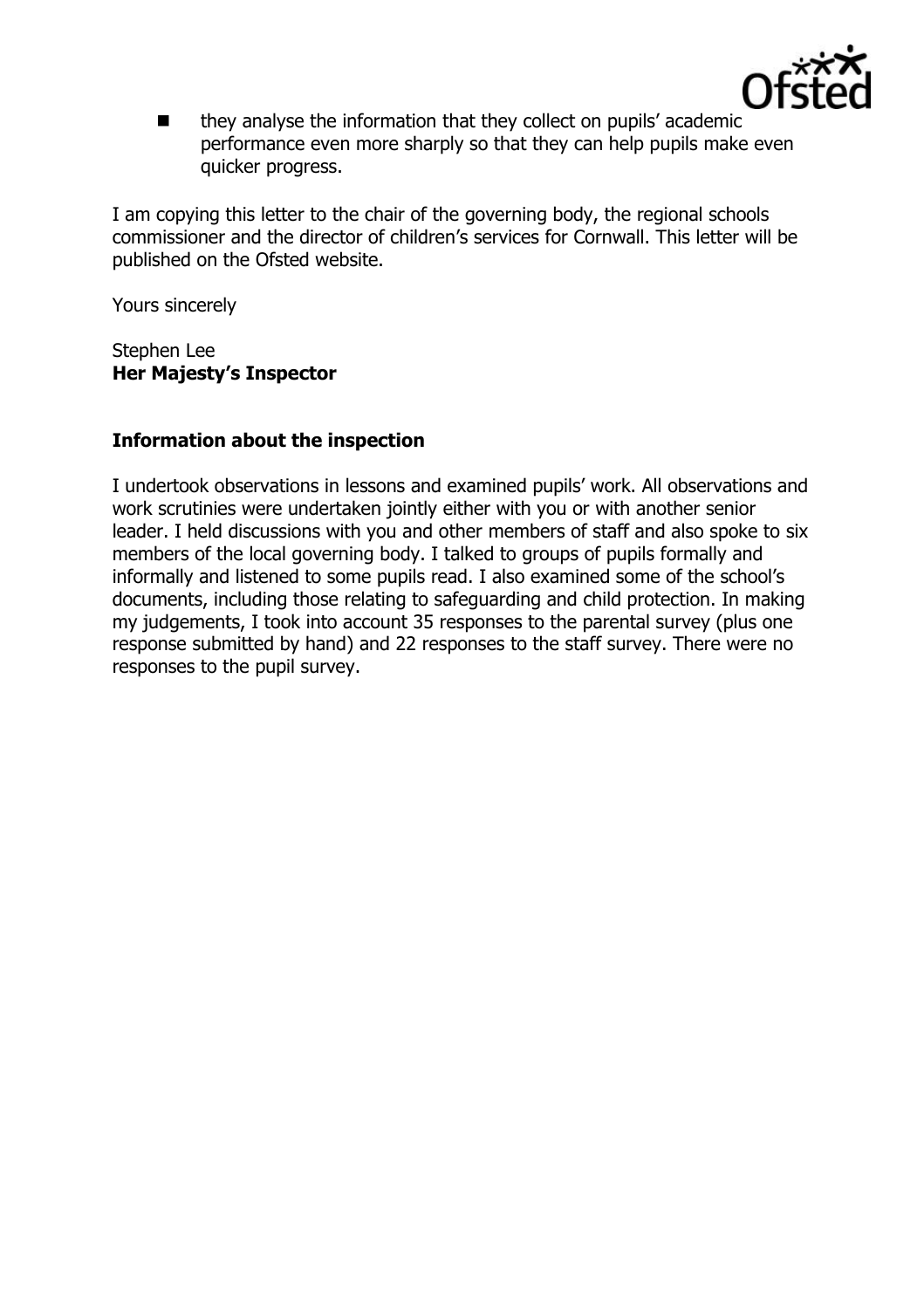- they analyse the information that they collect on pupils' academic performance even more sharply so that they can help pupils make even quicker progress.

I am copying this letter to the chair of the governing body, the regional schools commissioner and the director of children's services for Cornwall. This letter will be published on the Ofsted website.

Yours sincerely

Stephen Lee
**Her Majesty's Inspector**

## Information about the inspection

I undertook observations in lessons and examined pupils' work. All observations and work scrutinies were undertaken jointly either with you or with another senior leader. I held discussions with you and other members of staff and also spoke to six members of the local governing body. I talked to groups of pupils formally and informally and listened to some pupils read. I also examined some of the school's documents, including those relating to safeguarding and child protection. In making my judgements, I took into account 35 responses to the parental survey (plus one response submitted by hand) and 22 responses to the staff survey. There were no responses to the pupil survey.